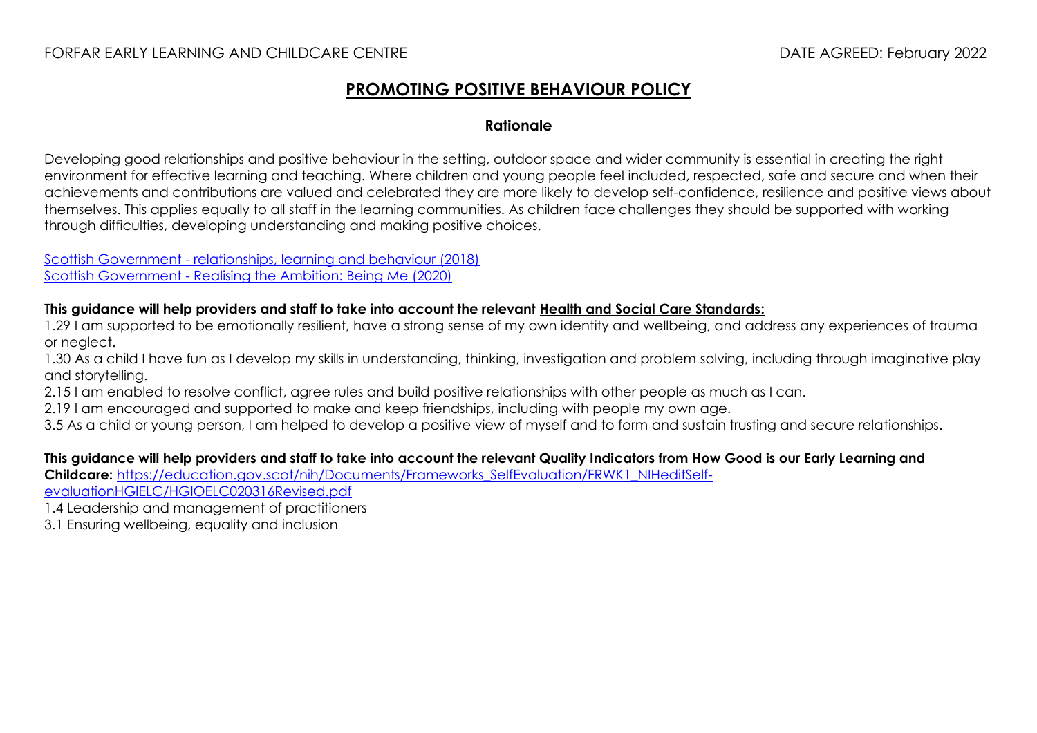FORFAR EARLY LEARNING AND CHILDCARE CENTRE DATE AGREED: February 2022

# PROMOTING POSITIVE BEHAVIOUR POLICY

## Rationale

Developing good relationships and positive behaviour in the setting, outdoor space and wider community is essential in creating the right environment for effective learning and teaching. Where children and young people feel included, respected, safe and secure and when their achievements and contributions are valued and celebrated they are more likely to develop self-confidence, resilience and positive views about themselves. This applies equally to all staff in the learning communities. As children face challenges they should be supported with working through difficulties, developing understanding and making positive choices.

[Scottish Government - relationships, learning and behaviour (2018)]
[Scottish Government - Realising the Ambition: Being Me (2020)]

**This guidance will help providers and staff to take into account the relevant Health and Social Care Standards:**

1.29 I am supported to be emotionally resilient, have a strong sense of my own identity and wellbeing, and address any experiences of trauma or neglect.

1.30 As a child I have fun as I develop my skills in understanding, thinking, investigation and problem solving, including through imaginative play and storytelling.

2.15 I am enabled to resolve conflict, agree rules and build positive relationships with other people as much as I can.

2.19 I am encouraged and supported to make and keep friendships, including with people my own age.

3.5 As a child or young person, I am helped to develop a positive view of myself and to form and sustain trusting and secure relationships.

**This guidance will help providers and staff to take into account the relevant Quality Indicators from How Good is our Early Learning and Childcare:** https://education.gov.scot/nih/Documents/Frameworks_SelfEvaluation/FRWK1_NIHeditSelf-evaluationHGIELC/HGIOELC020316Revised.pdf

1.4 Leadership and management of practitioners

3.1 Ensuring wellbeing, equality and inclusion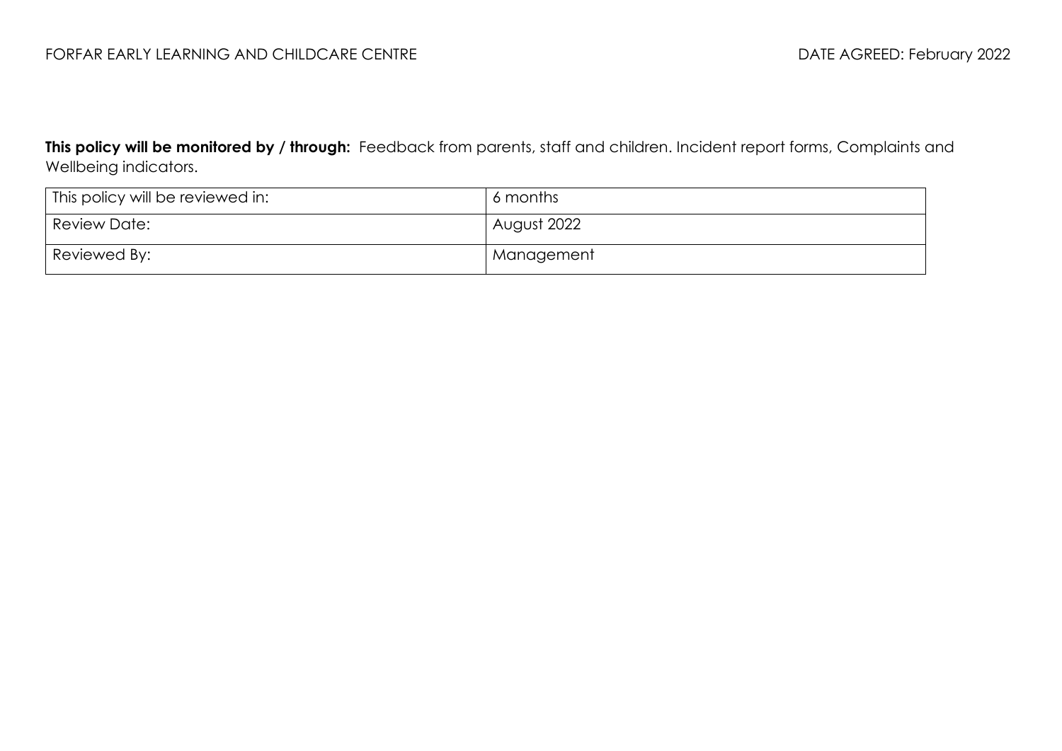**This policy will be monitored by / through:** Feedback from parents, staff and children. Incident report forms, Complaints and Wellbeing indicators.

| This policy will be reviewed in: | 6 months |
|---|---|
| Review Date: | August 2022 |
| Reviewed By: | Management |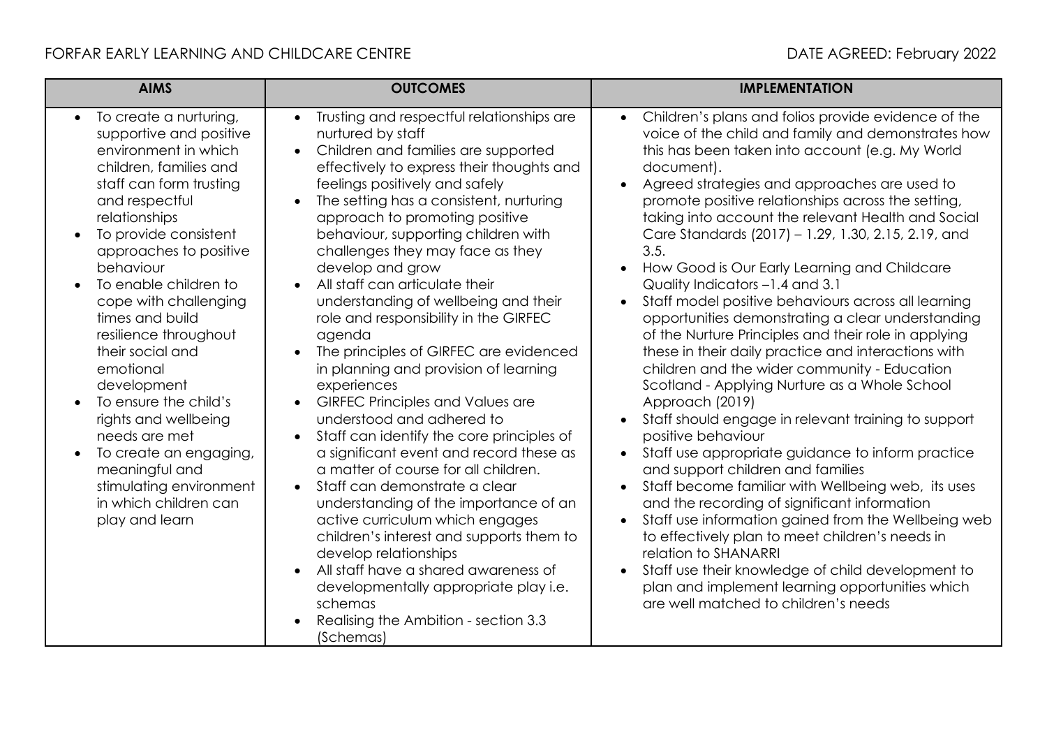FORFAR EARLY LEARNING AND CHILDCARE CENTRE — DATE AGREED: February 2022

| AIMS | OUTCOMES | IMPLEMENTATION |
|---|---|---|
| • To create a nurturing, supportive and positive environment in which children, families and staff can form trusting and respectful relationships<br>• To provide consistent approaches to positive behaviour<br>• To enable children to cope with challenging times and build resilience throughout their social and emotional development<br>• To ensure the child's rights and wellbeing needs are met<br>• To create an engaging, meaningful and stimulating environment in which children can play and learn | • Trusting and respectful relationships are nurtured by staff<br>• Children and families are supported effectively to express their thoughts and feelings positively and safely<br>• The setting has a consistent, nurturing approach to promoting positive behaviour, supporting children with challenges they may face as they develop and grow<br>• All staff can articulate their understanding of wellbeing and their role and responsibility in the GIRFEC agenda<br>• The principles of GIRFEC are evidenced in planning and provision of learning experiences<br>• GIRFEC Principles and Values are understood and adhered to<br>• Staff can identify the core principles of a significant event and record these as a matter of course for all children.<br>• Staff can demonstrate a clear understanding of the importance of an active curriculum which engages children's interest and supports them to develop relationships<br>• All staff have a shared awareness of developmentally appropriate play i.e. schemas<br>• Realising the Ambition - section 3.3 (Schemas) | • Children's plans and folios provide evidence of the voice of the child and family and demonstrates how this has been taken into account (e.g. My World document).<br>• Agreed strategies and approaches are used to promote positive relationships across the setting, taking into account the relevant Health and Social Care Standards (2017) – 1.29, 1.30, 2.15, 2.19, and 3.5.<br>• How Good is Our Early Learning and Childcare Quality Indicators –1.4 and 3.1<br>• Staff model positive behaviours across all learning opportunities demonstrating a clear understanding of the Nurture Principles and their role in applying these in their daily practice and interactions with children and the wider community - Education Scotland - Applying Nurture as a Whole School Approach (2019)<br>• Staff should engage in relevant training to support positive behaviour<br>• Staff use appropriate guidance to inform practice and support children and families<br>• Staff become familiar with Wellbeing web, its uses and the recording of significant information<br>• Staff use information gained from the Wellbeing web to effectively plan to meet children's needs in relation to SHANARRI<br>• Staff use their knowledge of child development to plan and implement learning opportunities which are well matched to children's needs |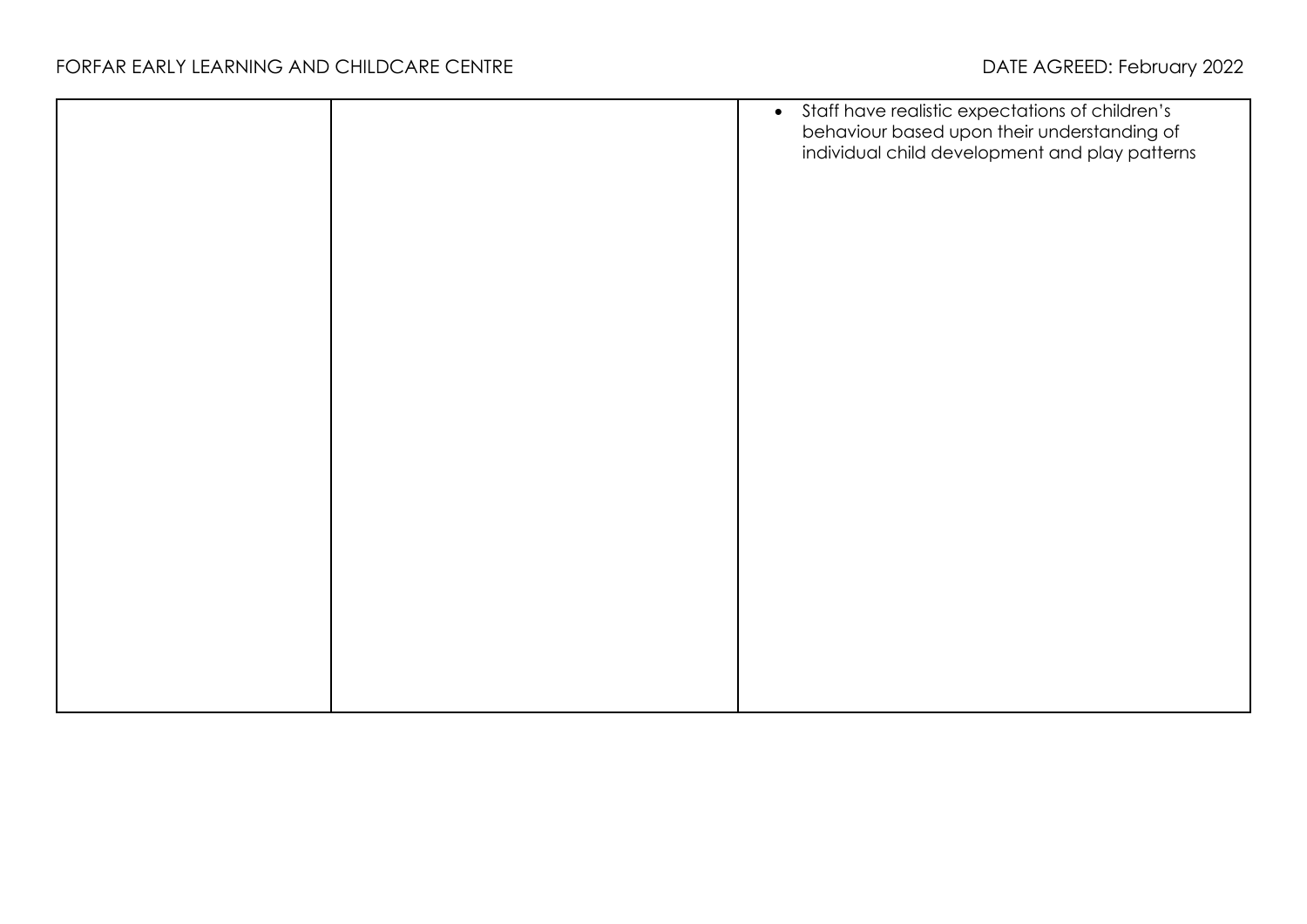| | | |
|---|---|---|
| | | • Staff have realistic expectations of children's behaviour based upon their understanding of individual child development and play patterns |